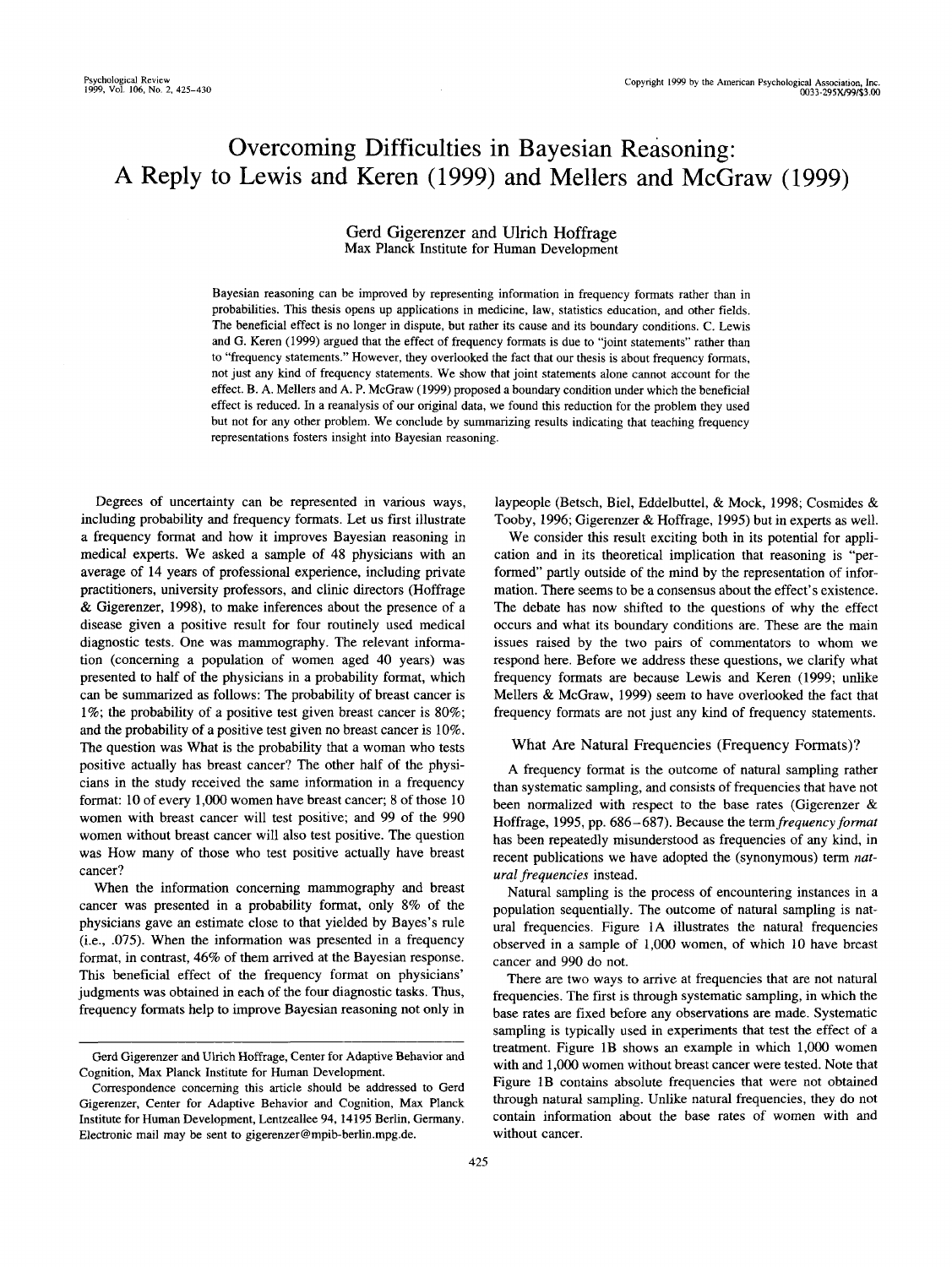# Overcoming Difficulties in Bayesian Reasoning: A Reply to Lewis and Keren (1999) and Mellers and McGraw (1999)

Gerd Gigerenzer and Ulrich Hoffrage
Max Planck Institute for Human Development

Bayesian reasoning can be improved by representing information in frequency formats rather than in probabilities. This thesis opens up applications in medicine, law, statistics education, and other fields. The beneficial effect is no longer in dispute, but rather its cause and its boundary conditions. C. Lewis and G. Keren (1999) argued that the effect of frequency formats is due to "joint statements" rather than to "frequency statements." However, they overlooked the fact that our thesis is about frequency formats, not just any kind of frequency statements. We show that joint statements alone cannot account for the effect. B. A. Mellers and A. P. McGraw (1999) proposed a boundary condition under which the beneficial effect is reduced. In a reanalysis of our original data, we found this reduction for the problem they used but not for any other problem. We conclude by summarizing results indicating that teaching frequency representations fosters insight into Bayesian reasoning.

Degrees of uncertainty can be represented in various ways, including probability and frequency formats. Let us first illustrate a frequency format and how it improves Bayesian reasoning in medical experts. We asked a sample of 48 physicians with an average of 14 years of professional experience, including private practitioners, university professors, and clinic directors (Hoffrage & Gigerenzer, 1998), to make inferences about the presence of a disease given a positive result for four routinely used medical diagnostic tests. One was mammography. The relevant information (concerning a population of women aged 40 years) was presented to half of the physicians in a probability format, which can be summarized as follows: The probability of breast cancer is 1%; the probability of a positive test given breast cancer is 80%; and the probability of a positive test given no breast cancer is 10%. The question was What is the probability that a woman who tests positive actually has breast cancer? The other half of the physicians in the study received the same information in a frequency format: 10 of every 1,000 women have breast cancer; 8 of those 10 women with breast cancer will test positive; and 99 of the 990 women without breast cancer will also test positive. The question was How many of those who test positive actually have breast cancer?

When the information concerning mammography and breast cancer was presented in a probability format, only 8% of the physicians gave an estimate close to that yielded by Bayes's rule (i.e., .075). When the information was presented in a frequency format, in contrast, 46% of them arrived at the Bayesian response. This beneficial effect of the frequency format on physicians' judgments was obtained in each of the four diagnostic tasks. Thus, frequency formats help to improve Bayesian reasoning not only in laypeople (Betsch, Biel, Eddelbuttel, & Mock, 1998; Cosmides & Tooby, 1996; Gigerenzer & Hoffrage, 1995) but in experts as well.

We consider this result exciting both in its potential for application and in its theoretical implication that reasoning is "performed" partly outside of the mind by the representation of information. There seems to be a consensus about the effect's existence. The debate has now shifted to the questions of why the effect occurs and what its boundary conditions are. These are the main issues raised by the two pairs of commentators to whom we respond here. Before we address these questions, we clarify what frequency formats are because Lewis and Keren (1999; unlike Mellers & McGraw, 1999) seem to have overlooked the fact that frequency formats are not just any kind of frequency statements.

## What Are Natural Frequencies (Frequency Formats)?

A frequency format is the outcome of natural sampling rather than systematic sampling, and consists of frequencies that have not been normalized with respect to the base rates (Gigerenzer & Hoffrage, 1995, pp. 686–687). Because the term *frequency format* has been repeatedly misunderstood as frequencies of any kind, in recent publications we have adopted the (synonymous) term *natural frequencies* instead.

Natural sampling is the process of encountering instances in a population sequentially. The outcome of natural sampling is natural frequencies. Figure 1A illustrates the natural frequencies observed in a sample of 1,000 women, of which 10 have breast cancer and 990 do not.

There are two ways to arrive at frequencies that are not natural frequencies. The first is through systematic sampling, in which the base rates are fixed before any observations are made. Systematic sampling is typically used in experiments that test the effect of a treatment. Figure 1B shows an example in which 1,000 women with and 1,000 women without breast cancer were tested. Note that Figure 1B contains absolute frequencies that were not obtained through natural sampling. Unlike natural frequencies, they do not contain information about the base rates of women with and without cancer.

---

Gerd Gigerenzer and Ulrich Hoffrage, Center for Adaptive Behavior and Cognition, Max Planck Institute for Human Development.

Correspondence concerning this article should be addressed to Gerd Gigerenzer, Center for Adaptive Behavior and Cognition, Max Planck Institute for Human Development, Lentzeallee 94, 14195 Berlin, Germany. Electronic mail may be sent to gigerenzer@mpib-berlin.mpg.de.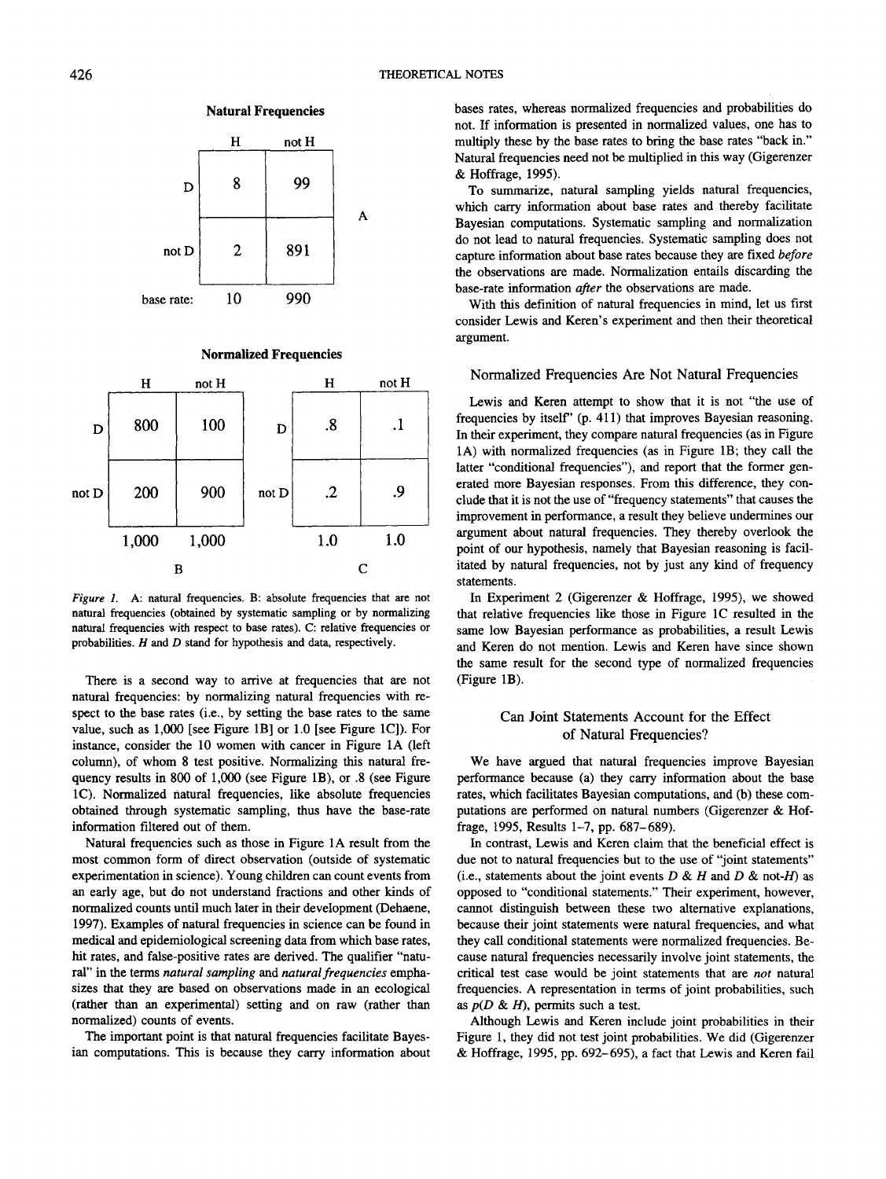**Natural Frequencies**

| | H | not H |
|---|---|---|
| D | 8 | 99 |
| not D | 2 | 891 |
| base rate: | 10 | 990 |

A

**Normalized Frequencies**

| | H | not H |
|---|---|---|
| D | 800 | 100 |
| not D | 200 | 900 |
| | 1,000 | 1,000 |

B

| | H | not H |
|---|---|---|
| D | .8 | .1 |
| not D | .2 | .9 |
| | 1.0 | 1.0 |

C

*Figure 1.* A: natural frequencies. B: absolute frequencies that are not natural frequencies (obtained by systematic sampling or by normalizing natural frequencies with respect to base rates). C: relative frequencies or probabilities. *H* and *D* stand for hypothesis and data, respectively.

There is a second way to arrive at frequencies that are not natural frequencies: by normalizing natural frequencies with respect to the base rates (i.e., by setting the base rates to the same value, such as 1,000 [see Figure 1B] or 1.0 [see Figure 1C]). For instance, consider the 10 women with cancer in Figure 1A (left column), of whom 8 test positive. Normalizing this natural frequency results in 800 of 1,000 (see Figure 1B), or .8 (see Figure 1C). Normalized natural frequencies, like absolute frequencies obtained through systematic sampling, thus have the base-rate information filtered out of them.

Natural frequencies such as those in Figure 1A result from the most common form of direct observation (outside of systematic experimentation in science). Young children can count events from an early age, but do not understand fractions and other kinds of normalized counts until much later in their development (Dehaene, 1997). Examples of natural frequencies in science can be found in medical and epidemiological screening data from which base rates, hit rates, and false-positive rates are derived. The qualifier "natural" in the terms *natural sampling* and *natural frequencies* emphasizes that they are based on observations made in an ecological (rather than an experimental) setting and on raw (rather than normalized) counts of events.

The important point is that natural frequencies facilitate Bayesian computations. This is because they carry information about bases rates, whereas normalized frequencies and probabilities do not. If information is presented in normalized values, one has to multiply these by the base rates to bring the base rates "back in." Natural frequencies need not be multiplied in this way (Gigerenzer & Hoffrage, 1995).

To summarize, natural sampling yields natural frequencies, which carry information about base rates and thereby facilitate Bayesian computations. Systematic sampling and normalization do not lead to natural frequencies. Systematic sampling does not capture information about base rates because they are fixed *before* the observations are made. Normalization entails discarding the base-rate information *after* the observations are made.

With this definition of natural frequencies in mind, let us first consider Lewis and Keren's experiment and then their theoretical argument.

## Normalized Frequencies Are Not Natural Frequencies

Lewis and Keren attempt to show that it is not "the use of frequencies by itself" (p. 411) that improves Bayesian reasoning. In their experiment, they compare natural frequencies (as in Figure 1A) with normalized frequencies (as in Figure 1B; they call the latter "conditional frequencies"), and report that the former generated more Bayesian responses. From this difference, they conclude that it is not the use of "frequency statements" that causes the improvement in performance, a result they believe undermines our argument about natural frequencies. They thereby overlook the point of our hypothesis, namely that Bayesian reasoning is facilitated by natural frequencies, not by just any kind of frequency statements.

In Experiment 2 (Gigerenzer & Hoffrage, 1995), we showed that relative frequencies like those in Figure 1C resulted in the same low Bayesian performance as probabilities, a result Lewis and Keren do not mention. Lewis and Keren have since shown the same result for the second type of normalized frequencies (Figure 1B).

## Can Joint Statements Account for the Effect of Natural Frequencies?

We have argued that natural frequencies improve Bayesian performance because (a) they carry information about the base rates, which facilitates Bayesian computations, and (b) these computations are performed on natural numbers (Gigerenzer & Hoffrage, 1995, Results 1–7, pp. 687–689).

In contrast, Lewis and Keren claim that the beneficial effect is due not to natural frequencies but to the use of "joint statements" (i.e., statements about the joint events *D* & *H* and *D* & not-*H*) as opposed to "conditional statements." Their experiment, however, cannot distinguish between these two alternative explanations, because their joint statements were natural frequencies, and what they call conditional statements were normalized frequencies. Because natural frequencies necessarily involve joint statements, the critical test case would be joint statements that are *not* natural frequencies. A representation in terms of joint probabilities, such as $p(D \& H)$, permits such a test.

Although Lewis and Keren include joint probabilities in their Figure 1, they did not test joint probabilities. We did (Gigerenzer & Hoffrage, 1995, pp. 692–695), a fact that Lewis and Keren fail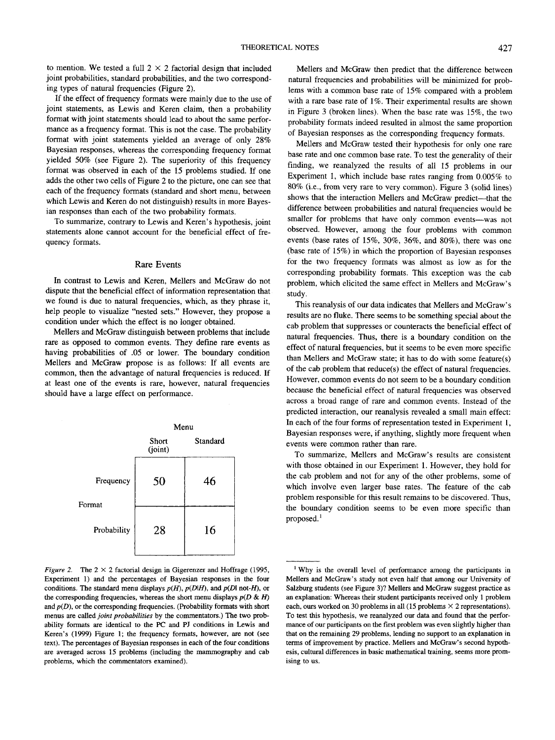to mention. We tested a full 2 × 2 factorial design that included joint probabilities, standard probabilities, and the two corresponding types of natural frequencies (Figure 2).

If the effect of frequency formats were mainly due to the use of joint statements, as Lewis and Keren claim, then a probability format with joint statements should lead to about the same performance as a frequency format. This is not the case. The probability format with joint statements yielded an average of only 28% Bayesian responses, whereas the corresponding frequency format yielded 50% (see Figure 2). The superiority of this frequency format was observed in each of the 15 problems studied. If one adds the other two cells of Figure 2 to the picture, one can see that each of the frequency formats (standard and short menu, between which Lewis and Keren do not distinguish) results in more Bayesian responses than each of the two probability formats.

To summarize, contrary to Lewis and Keren's hypothesis, joint statements alone cannot account for the beneficial effect of frequency formats.

## Rare Events

In contrast to Lewis and Keren, Mellers and McGraw do not dispute that the beneficial effect of information representation that we found is due to natural frequencies, which, as they phrase it, help people to visualize "nested sets." However, they propose a condition under which the effect is no longer obtained.

Mellers and McGraw distinguish between problems that include rare as opposed to common events. They define rare events as having probabilities of .05 or lower. The boundary condition Mellers and McGraw propose is as follows: If all events are common, then the advantage of natural frequencies is reduced. If at least one of the events is rare, however, natural frequencies should have a large effect on performance.

| Format | Menu: Short (joint) | Menu: Standard |
|---|---|---|
| Frequency | 50 | 46 |
| Probability | 28 | 16 |

*Figure 2.* The 2 × 2 factorial design in Gigerenzer and Hoffrage (1995, Experiment 1) and the percentages of Bayesian responses in the four conditions. The standard menu displays $p(H)$, $p(D|H)$, and $p(D|\text{not-}H)$, or the corresponding frequencies, whereas the short menu displays $p(D \;\&\; H)$ and $p(D)$, or the corresponding frequencies. (Probability formats with short menus are called *joint probabilities* by the commentators.) The two probability formats are identical to the PC and PJ conditions in Lewis and Keren's (1999) Figure 1; the frequency formats, however, are not (see text). The percentages of Bayesian responses in each of the four conditions are averaged across 15 problems (including the mammography and cab problems, which the commentators examined).

Mellers and McGraw then predict that the difference between natural frequencies and probabilities will be minimized for problems with a common base rate of 15% compared with a problem with a rare base rate of 1%. Their experimental results are shown in Figure 3 (broken lines). When the base rate was 15%, the two probability formats indeed resulted in almost the same proportion of Bayesian responses as the corresponding frequency formats.

Mellers and McGraw tested their hypothesis for only one rare base rate and one common base rate. To test the generality of their finding, we reanalyzed the results of all 15 problems in our Experiment 1, which include base rates ranging from 0.005% to 80% (i.e., from very rare to very common). Figure 3 (solid lines) shows that the interaction Mellers and McGraw predict—that the difference between probabilities and natural frequencies would be smaller for problems that have only common events—was not observed. However, among the four problems with common events (base rates of 15%, 30%, 36%, and 80%), there was one (base rate of 15%) in which the proportion of Bayesian responses for the two frequency formats was almost as low as for the corresponding probability formats. This exception was the cab problem, which elicited the same effect in Mellers and McGraw's study.

This reanalysis of our data indicates that Mellers and McGraw's results are no fluke. There seems to be something special about the cab problem that suppresses or counteracts the beneficial effect of natural frequencies. Thus, there is a boundary condition on the effect of natural frequencies, but it seems to be even more specific than Mellers and McGraw state; it has to do with some feature(s) of the cab problem that reduce(s) the effect of natural frequencies. However, common events do not seem to be a boundary condition because the beneficial effect of natural frequencies was observed across a broad range of rare and common events. Instead of the predicted interaction, our reanalysis revealed a small main effect: In each of the four forms of representation tested in Experiment 1, Bayesian responses were, if anything, slightly more frequent when events were common rather than rare.

To summarize, Mellers and McGraw's results are consistent with those obtained in our Experiment 1. However, they hold for the cab problem and not for any of the other problems, some of which involve even larger base rates. The feature of the cab problem responsible for this result remains to be discovered. Thus, the boundary condition seems to be even more specific than proposed.[1]

[1] Why is the overall level of performance among the participants in Mellers and McGraw's study not even half that among our University of Salzburg students (see Figure 3)? Mellers and McGraw suggest practice as an explanation: Whereas their student participants received only 1 problem each, ours worked on 30 problems in all (15 problems × 2 representations). To test this hypothesis, we reanalyzed our data and found that the performance of our participants on the first problem was even slightly higher than that on the remaining 29 problems, lending no support to an explanation in terms of improvement by practice. Mellers and McGraw's second hypothesis, cultural differences in basic mathematical training, seems more promising to us.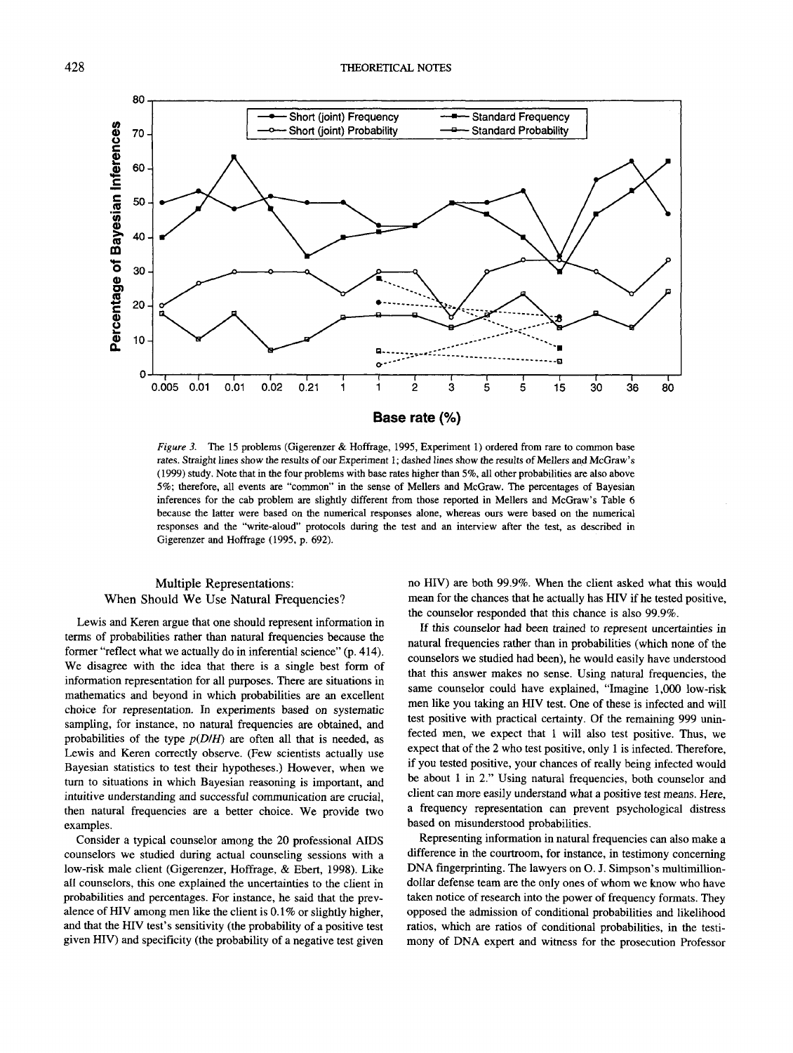*Figure 3.* The 15 problems (Gigerenzer & Hoffrage, 1995, Experiment 1) ordered from rare to common base rates. Straight lines show the results of our Experiment 1; dashed lines show the results of Mellers and McGraw's (1999) study. Note that in the four problems with base rates higher than 5%, all other probabilities are also above 5%; therefore, all events are "common" in the sense of Mellers and McGraw. The percentages of Bayesian inferences for the cab problem are slightly different from those reported in Mellers and McGraw's Table 6 because the latter were based on the numerical responses alone, whereas ours were based on the numerical responses and the "write-aloud" protocols during the test and an interview after the test, as described in Gigerenzer and Hoffrage (1995, p. 692).

## Multiple Representations: When Should We Use Natural Frequencies?

Lewis and Keren argue that one should represent information in terms of probabilities rather than natural frequencies because the former "reflect what we actually do in inferential science" (p. 414). We disagree with the idea that there is a single best form of information representation for all purposes. There are situations in mathematics and beyond in which probabilities are an excellent choice for representation. In experiments based on systematic sampling, for instance, no natural frequencies are obtained, and probabilities of the type $p(D/H)$ are often all that is needed, as Lewis and Keren correctly observe. (Few scientists actually use Bayesian statistics to test their hypotheses.) However, when we turn to situations in which Bayesian reasoning is important, and intuitive understanding and successful communication are crucial, then natural frequencies are a better choice. We provide two examples.

Consider a typical counselor among the 20 professional AIDS counselors we studied during actual counseling sessions with a low-risk male client (Gigerenzer, Hoffrage, & Ebert, 1998). Like all counselors, this one explained the uncertainties to the client in probabilities and percentages. For instance, he said that the prevalence of HIV among men like the client is 0.1% or slightly higher, and that the HIV test's sensitivity (the probability of a positive test given HIV) and specificity (the probability of a negative test given no HIV) are both 99.9%. When the client asked what this would mean for the chances that he actually has HIV if he tested positive, the counselor responded that this chance is also 99.9%.

If this counselor had been trained to represent uncertainties in natural frequencies rather than in probabilities (which none of the counselors we studied had been), he would easily have understood that this answer makes no sense. Using natural frequencies, the same counselor could have explained, "Imagine 1,000 low-risk men like you taking an HIV test. One of these is infected and will test positive with practical certainty. Of the remaining 999 uninfected men, we expect that 1 will also test positive. Thus, we expect that of the 2 who test positive, only 1 is infected. Therefore, if you tested positive, your chances of really being infected would be about 1 in 2." Using natural frequencies, both counselor and client can more easily understand what a positive test means. Here, a frequency representation can prevent psychological distress based on misunderstood probabilities.

Representing information in natural frequencies can also make a difference in the courtroom, for instance, in testimony concerning DNA fingerprinting. The lawyers on O. J. Simpson's multimillion-dollar defense team are the only ones of whom we know who have taken notice of research into the power of frequency formats. They opposed the admission of conditional probabilities and likelihood ratios, which are ratios of conditional probabilities, in the testimony of DNA expert and witness for the prosecution Professor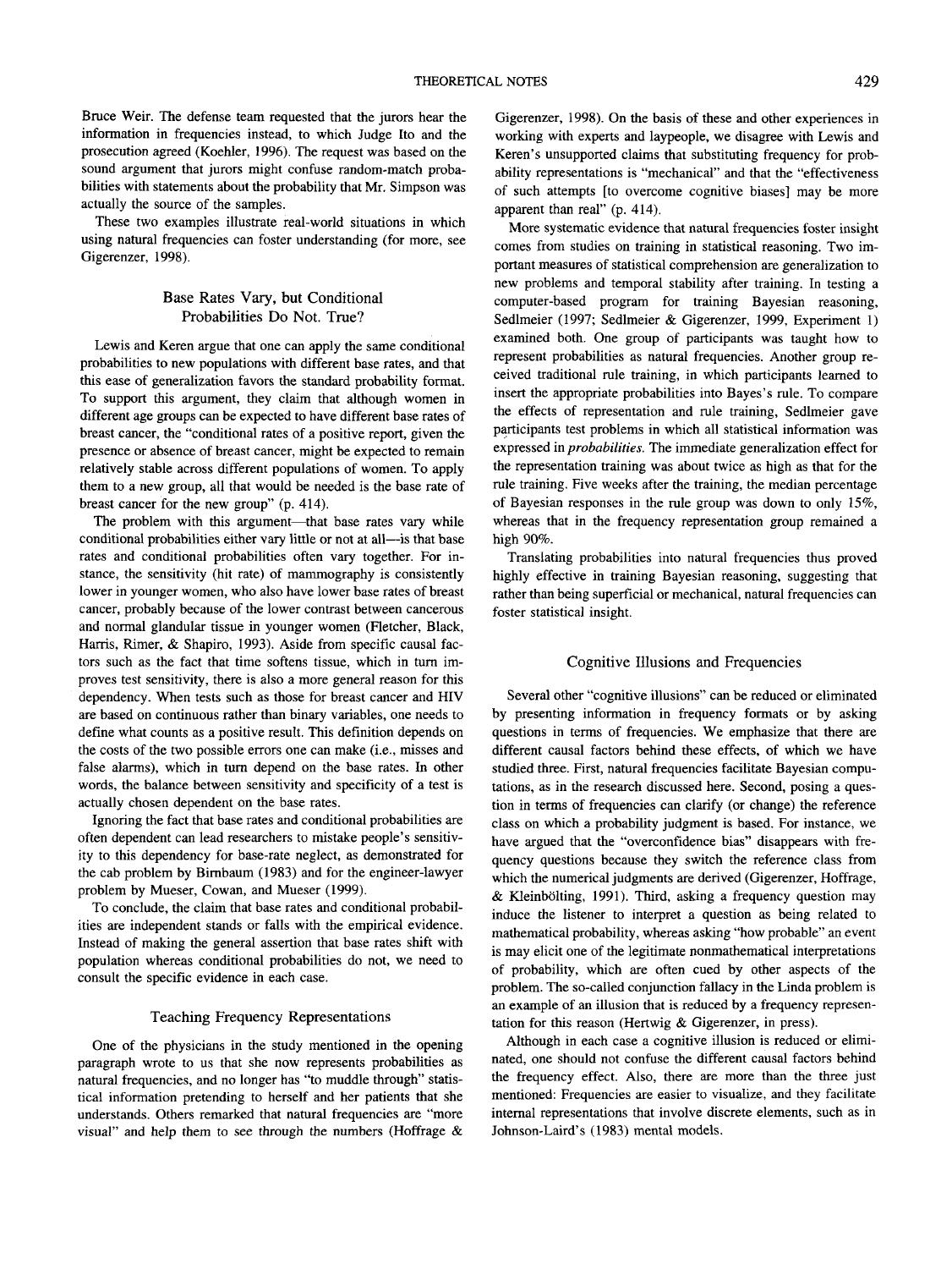Bruce Weir. The defense team requested that the jurors hear the information in frequencies instead, to which Judge Ito and the prosecution agreed (Koehler, 1996). The request was based on the sound argument that jurors might confuse random-match probabilities with statements about the probability that Mr. Simpson was actually the source of the samples.

These two examples illustrate real-world situations in which using natural frequencies can foster understanding (for more, see Gigerenzer, 1998).

## Base Rates Vary, but Conditional Probabilities Do Not. True?

Lewis and Keren argue that one can apply the same conditional probabilities to new populations with different base rates, and that this ease of generalization favors the standard probability format. To support this argument, they claim that although women in different age groups can be expected to have different base rates of breast cancer, the "conditional rates of a positive report, given the presence or absence of breast cancer, might be expected to remain relatively stable across different populations of women. To apply them to a new group, all that would be needed is the base rate of breast cancer for the new group" (p. 414).

The problem with this argument—that base rates vary while conditional probabilities either vary little or not at all—is that base rates and conditional probabilities often vary together. For instance, the sensitivity (hit rate) of mammography is consistently lower in younger women, who also have lower base rates of breast cancer, probably because of the lower contrast between cancerous and normal glandular tissue in younger women (Fletcher, Black, Harris, Rimer, & Shapiro, 1993). Aside from specific causal factors such as the fact that time softens tissue, which in turn improves test sensitivity, there is also a more general reason for this dependency. When tests such as those for breast cancer and HIV are based on continuous rather than binary variables, one needs to define what counts as a positive result. This definition depends on the costs of the two possible errors one can make (i.e., misses and false alarms), which in turn depend on the base rates. In other words, the balance between sensitivity and specificity of a test is actually chosen dependent on the base rates.

Ignoring the fact that base rates and conditional probabilities are often dependent can lead researchers to mistake people's sensitivity to this dependency for base-rate neglect, as demonstrated for the cab problem by Birnbaum (1983) and for the engineer-lawyer problem by Mueser, Cowan, and Mueser (1999).

To conclude, the claim that base rates and conditional probabilities are independent stands or falls with the empirical evidence. Instead of making the general assertion that base rates shift with population whereas conditional probabilities do not, we need to consult the specific evidence in each case.

## Teaching Frequency Representations

One of the physicians in the study mentioned in the opening paragraph wrote to us that she now represents probabilities as natural frequencies, and no longer has "to muddle through" statistical information pretending to herself and her patients that she understands. Others remarked that natural frequencies are "more visual" and help them to see through the numbers (Hoffrage & Gigerenzer, 1998). On the basis of these and other experiences in working with experts and laypeople, we disagree with Lewis and Keren's unsupported claims that substituting frequency for probability representations is "mechanical" and that the "effectiveness of such attempts [to overcome cognitive biases] may be more apparent than real" (p. 414).

More systematic evidence that natural frequencies foster insight comes from studies on training in statistical reasoning. Two important measures of statistical comprehension are generalization to new problems and temporal stability after training. In testing a computer-based program for training Bayesian reasoning, Sedlmeier (1997; Sedlmeier & Gigerenzer, 1999, Experiment 1) examined both. One group of participants was taught how to represent probabilities as natural frequencies. Another group received traditional rule training, in which participants learned to insert the appropriate probabilities into Bayes's rule. To compare the effects of representation and rule training, Sedlmeier gave participants test problems in which all statistical information was expressed in *probabilities*. The immediate generalization effect for the representation training was about twice as high as that for the rule training. Five weeks after the training, the median percentage of Bayesian responses in the rule group was down to only 15%, whereas that in the frequency representation group remained a high 90%.

Translating probabilities into natural frequencies thus proved highly effective in training Bayesian reasoning, suggesting that rather than being superficial or mechanical, natural frequencies can foster statistical insight.

## Cognitive Illusions and Frequencies

Several other "cognitive illusions" can be reduced or eliminated by presenting information in frequency formats or by asking questions in terms of frequencies. We emphasize that there are different causal factors behind these effects, of which we have studied three. First, natural frequencies facilitate Bayesian computations, as in the research discussed here. Second, posing a question in terms of frequencies can clarify (or change) the reference class on which a probability judgment is based. For instance, we have argued that the "overconfidence bias" disappears with frequency questions because they switch the reference class from which the numerical judgments are derived (Gigerenzer, Hoffrage, & Kleinbölting, 1991). Third, asking a frequency question may induce the listener to interpret a question as being related to mathematical probability, whereas asking "how probable" an event is may elicit one of the legitimate nonmathematical interpretations of probability, which are often cued by other aspects of the problem. The so-called conjunction fallacy in the Linda problem is an example of an illusion that is reduced by a frequency representation for this reason (Hertwig & Gigerenzer, in press).

Although in each case a cognitive illusion is reduced or eliminated, one should not confuse the different causal factors behind the frequency effect. Also, there are more than the three just mentioned: Frequencies are easier to visualize, and they facilitate internal representations that involve discrete elements, such as in Johnson-Laird's (1983) mental models.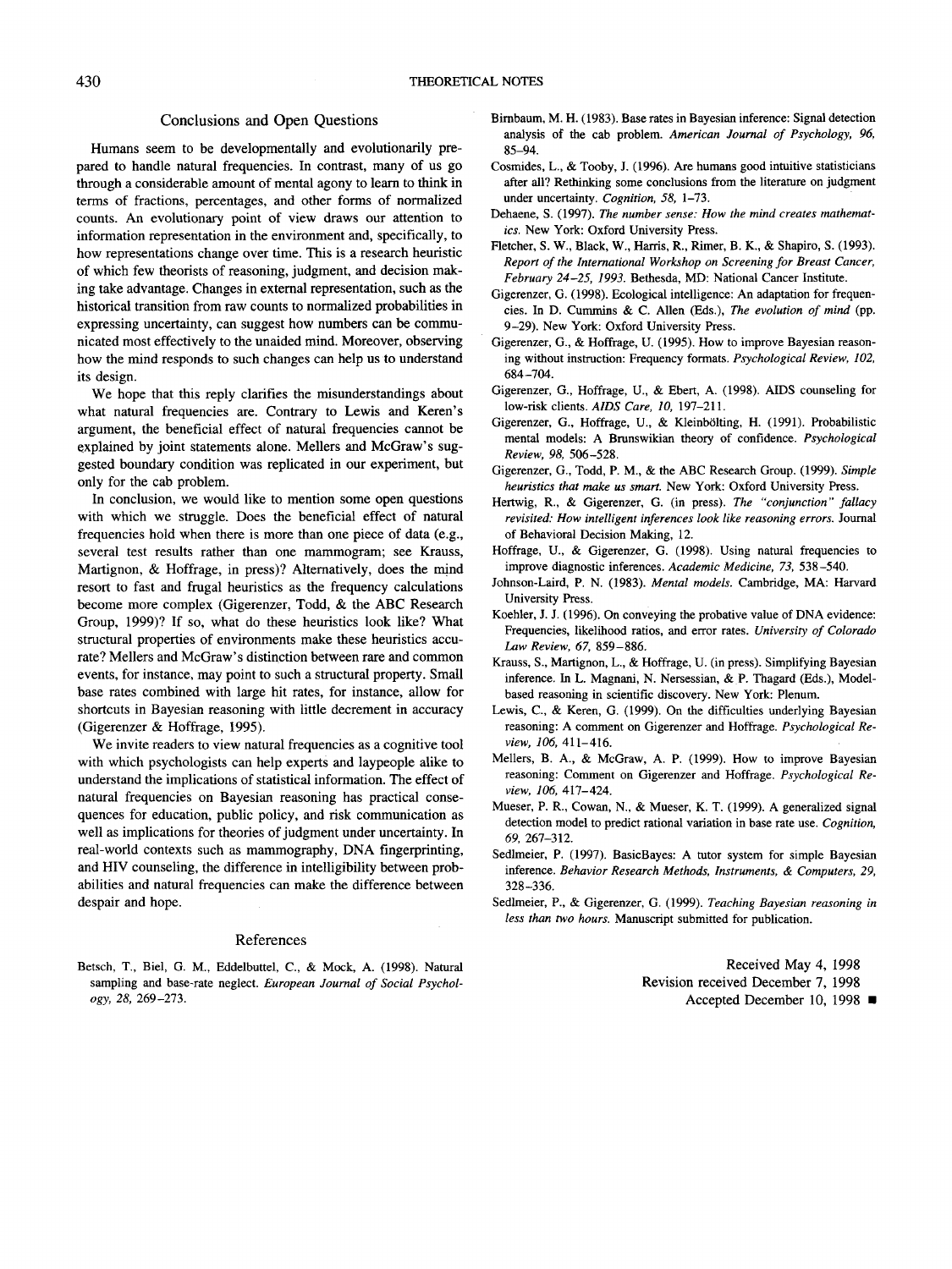## Conclusions and Open Questions

Humans seem to be developmentally and evolutionarily prepared to handle natural frequencies. In contrast, many of us go through a considerable amount of mental agony to learn to think in terms of fractions, percentages, and other forms of normalized counts. An evolutionary point of view draws our attention to information representation in the environment and, specifically, to how representations change over time. This is a research heuristic of which few theorists of reasoning, judgment, and decision making take advantage. Changes in external representation, such as the historical transition from raw counts to normalized probabilities in expressing uncertainty, can suggest how numbers can be communicated most effectively to the unaided mind. Moreover, observing how the mind responds to such changes can help us to understand its design.

We hope that this reply clarifies the misunderstandings about what natural frequencies are. Contrary to Lewis and Keren's argument, the beneficial effect of natural frequencies cannot be explained by joint statements alone. Mellers and McGraw's suggested boundary condition was replicated in our experiment, but only for the cab problem.

In conclusion, we would like to mention some open questions with which we struggle. Does the beneficial effect of natural frequencies hold when there is more than one piece of data (e.g., several test results rather than one mammogram; see Krauss, Martignon, & Hoffrage, in press)? Alternatively, does the mind resort to fast and frugal heuristics as the frequency calculations become more complex (Gigerenzer, Todd, & the ABC Research Group, 1999)? If so, what do these heuristics look like? What structural properties of environments make these heuristics accurate? Mellers and McGraw's distinction between rare and common events, for instance, may point to such a structural property. Small base rates combined with large hit rates, for instance, allow for shortcuts in Bayesian reasoning with little decrement in accuracy (Gigerenzer & Hoffrage, 1995).

We invite readers to view natural frequencies as a cognitive tool with which psychologists can help experts and laypeople alike to understand the implications of statistical information. The effect of natural frequencies on Bayesian reasoning has practical consequences for education, public policy, and risk communication as well as implications for theories of judgment under uncertainty. In real-world contexts such as mammography, DNA fingerprinting, and HIV counseling, the difference in intelligibility between probabilities and natural frequencies can make the difference between despair and hope.

## References

Betsch, T., Biel, G. M., Eddelbuttel, C., & Mock, A. (1998). Natural sampling and base-rate neglect. *European Journal of Social Psychology, 28*, 269–273.

Birnbaum, M. H. (1983). Base rates in Bayesian inference: Signal detection analysis of the cab problem. *American Journal of Psychology, 96*, 85–94.

Cosmides, L., & Tooby, J. (1996). Are humans good intuitive statisticians after all? Rethinking some conclusions from the literature on judgment under uncertainty. *Cognition, 58*, 1–73.

Dehaene, S. (1997). *The number sense: How the mind creates mathematics.* New York: Oxford University Press.

Fletcher, S. W., Black, W., Harris, R., Rimer, B. K., & Shapiro, S. (1993). *Report of the International Workshop on Screening for Breast Cancer, February 24–25, 1993.* Bethesda, MD: National Cancer Institute.

Gigerenzer, G. (1998). Ecological intelligence: An adaptation for frequencies. In D. Cummins & C. Allen (Eds.), *The evolution of mind* (pp. 9–29). New York: Oxford University Press.

Gigerenzer, G., & Hoffrage, U. (1995). How to improve Bayesian reasoning without instruction: Frequency formats. *Psychological Review, 102*, 684–704.

Gigerenzer, G., Hoffrage, U., & Ebert, A. (1998). AIDS counseling for low-risk clients. *AIDS Care, 10*, 197–211.

Gigerenzer, G., Hoffrage, U., & Kleinbölting, H. (1991). Probabilistic mental models: A Brunswikian theory of confidence. *Psychological Review, 98*, 506–528.

Gigerenzer, G., Todd, P. M., & the ABC Research Group. (1999). *Simple heuristics that make us smart.* New York: Oxford University Press.

Hertwig, R., & Gigerenzer, G. (in press). *The "conjunction" fallacy revisited: How intelligent inferences look like reasoning errors.* Journal of Behavioral Decision Making, 12.

Hoffrage, U., & Gigerenzer, G. (1998). Using natural frequencies to improve diagnostic inferences. *Academic Medicine, 73*, 538–540.

Johnson-Laird, P. N. (1983). *Mental models.* Cambridge, MA: Harvard University Press.

Koehler, J. J. (1996). On conveying the probative value of DNA evidence: Frequencies, likelihood ratios, and error rates. *University of Colorado Law Review, 67*, 859–886.

Krauss, S., Martignon, L., & Hoffrage, U. (in press). Simplifying Bayesian inference. In L. Magnani, N. Nersessian, & P. Thagard (Eds.), Model-based reasoning in scientific discovery. New York: Plenum.

Lewis, C., & Keren, G. (1999). On the difficulties underlying Bayesian reasoning: A comment on Gigerenzer and Hoffrage. *Psychological Review, 106*, 411–416.

Mellers, B. A., & McGraw, A. P. (1999). How to improve Bayesian reasoning: Comment on Gigerenzer and Hoffrage. *Psychological Review, 106*, 417–424.

Mueser, P. R., Cowan, N., & Mueser, K. T. (1999). A generalized signal detection model to predict rational variation in base rate use. *Cognition, 69*, 267–312.

Sedlmeier, P. (1997). BasicBayes: A tutor system for simple Bayesian inference. *Behavior Research Methods, Instruments, & Computers, 29*, 328–336.

Sedlmeier, P., & Gigerenzer, G. (1999). *Teaching Bayesian reasoning in less than two hours.* Manuscript submitted for publication.

Received May 4, 1998
Revision received December 7, 1998
Accepted December 10, 1998 ■